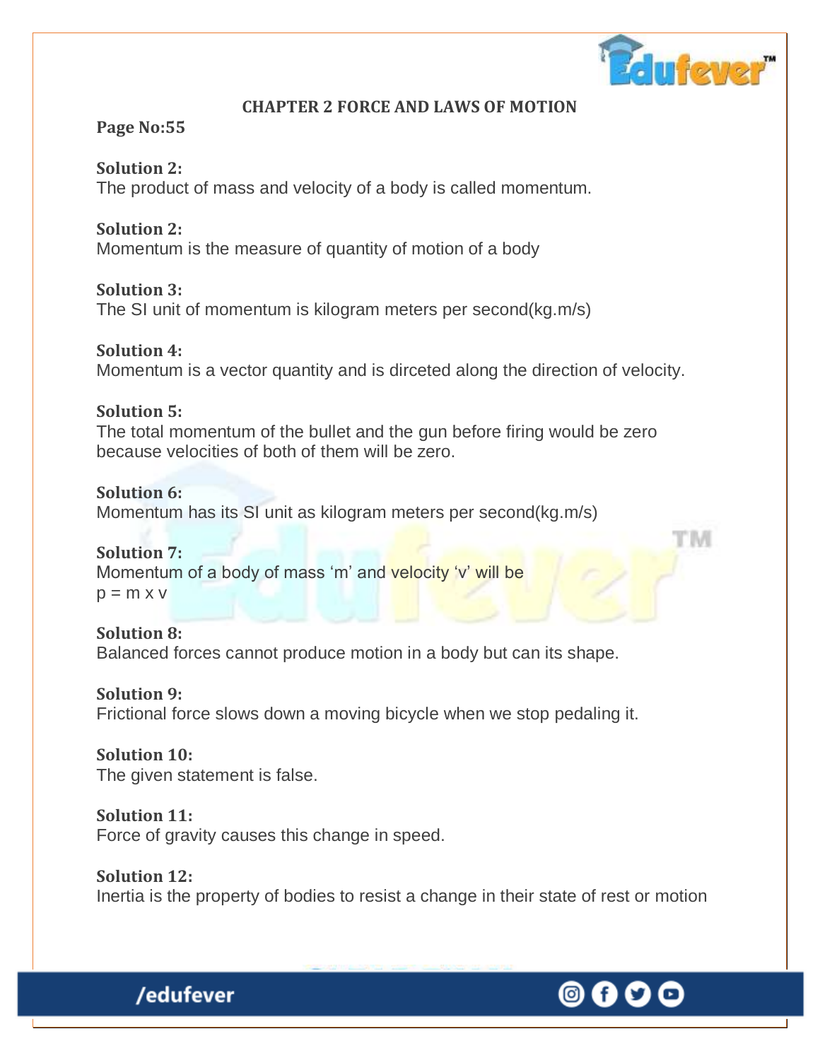## CHAPTER 2 FORCE AND LAWS OF MOTION

**Page No:55**

**Solution 2:**
The product of mass and velocity of a body is called momentum.

**Solution 2:**
Momentum is the measure of quantity of motion of a body

**Solution 3:**
The SI unit of momentum is kilogram meters per second(kg.m/s)

**Solution 4:**
Momentum is a vector quantity and is dirceted along the direction of velocity.

**Solution 5:**
The total momentum of the bullet and the gun before firing would be zero because velocities of both of them will be zero.

**Solution 6:**
Momentum has its SI unit as kilogram meters per second(kg.m/s)

**Solution 7:**
Momentum of a body of mass 'm' and velocity 'v' will be
$p = m \times v$

**Solution 8:**
Balanced forces cannot produce motion in a body but can its shape.

**Solution 9:**
Frictional force slows down a moving bicycle when we stop pedaling it.

**Solution 10:**
The given statement is false.

**Solution 11:**
Force of gravity causes this change in speed.

**Solution 12:**
Inertia is the property of bodies to resist a change in their state of rest or motion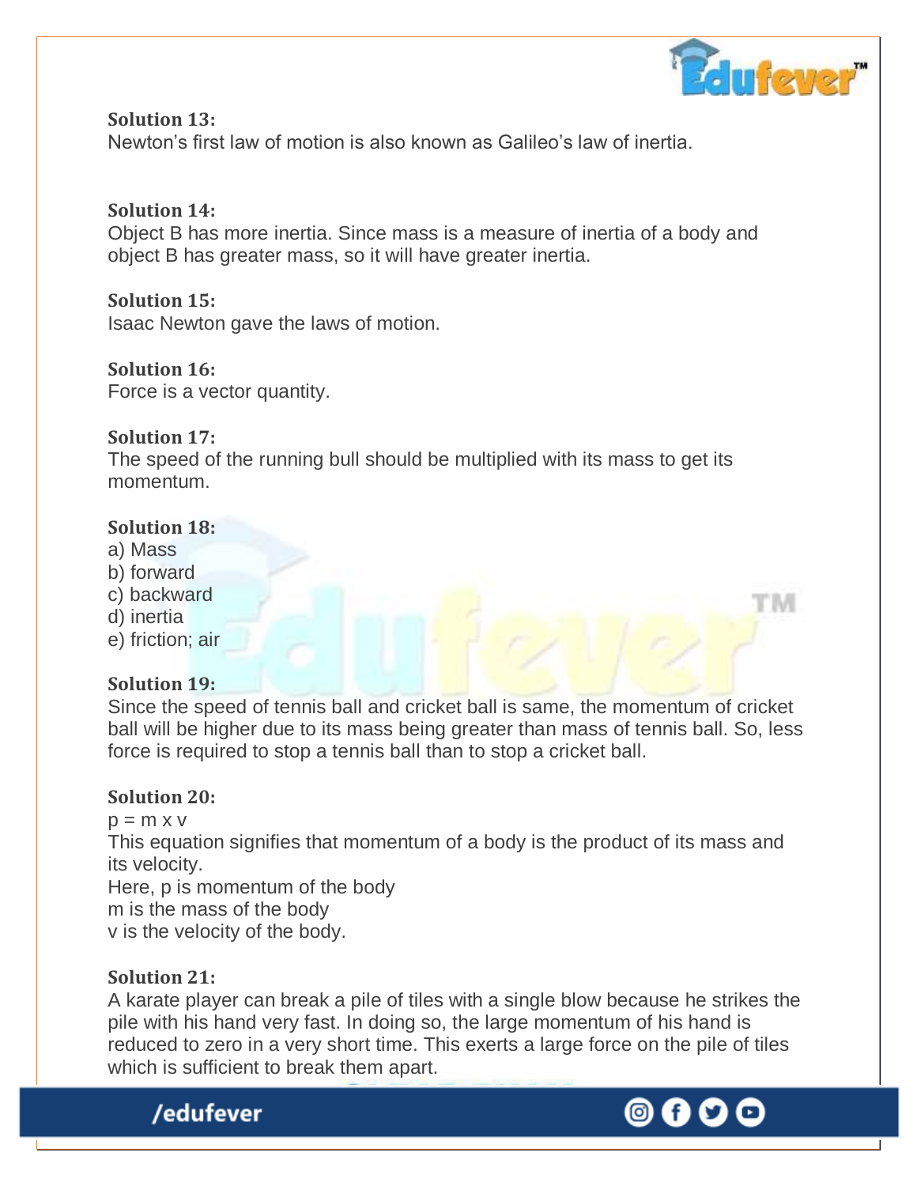**Solution 13:**
Newton's first law of motion is also known as Galileo's law of inertia.

**Solution 14:**
Object B has more inertia. Since mass is a measure of inertia of a body and object B has greater mass, so it will have greater inertia.

**Solution 15:**
Isaac Newton gave the laws of motion.

**Solution 16:**
Force is a vector quantity.

**Solution 17:**
The speed of the running bull should be multiplied with its mass to get its momentum.

**Solution 18:**
a) Mass
b) forward
c) backward
d) inertia
e) friction; air

**Solution 19:**
Since the speed of tennis ball and cricket ball is same, the momentum of cricket ball will be higher due to its mass being greater than mass of tennis ball. So, less force is required to stop a tennis ball than to stop a cricket ball.

**Solution 20:**
$p = m \times v$
This equation signifies that momentum of a body is the product of its mass and its velocity.
Here, $p$ is momentum of the body
$m$ is the mass of the body
$v$ is the velocity of the body.

**Solution 21:**
A karate player can break a pile of tiles with a single blow because he strikes the pile with his hand very fast. In doing so, the large momentum of his hand is reduced to zero in a very short time. This exerts a large force on the pile of tiles which is sufficient to break them apart.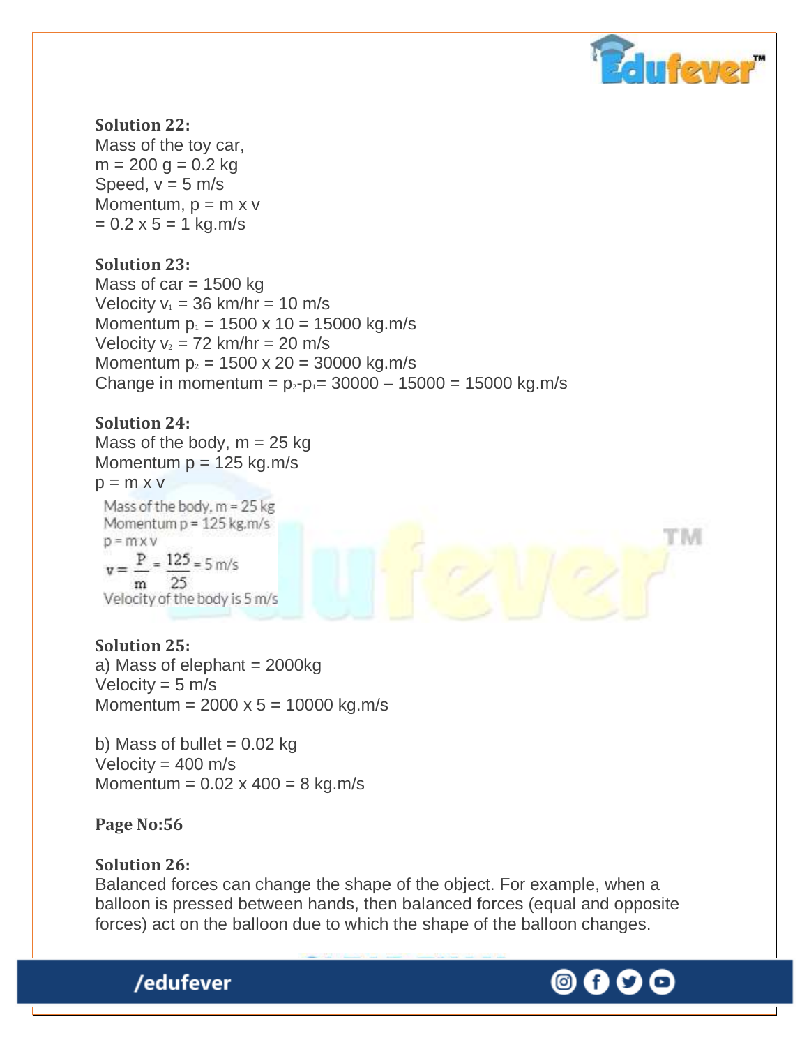**Solution 22:**
Mass of the toy car,
m = 200 g = 0.2 kg
Speed, v = 5 m/s
Momentum, p = m x v
= 0.2 x 5 = 1 kg.m/s

**Solution 23:**
Mass of car = 1500 kg
Velocity $v_1$ = 36 km/hr = 10 m/s
Momentum $p_1$ = 1500 x 10 = 15000 kg.m/s
Velocity $v_2$ = 72 km/hr = 20 m/s
Momentum $p_2$ = 1500 x 20 = 30000 kg.m/s
Change in momentum = $p_2$-$p_1$= 30000 – 15000 = 15000 kg.m/s

**Solution 24:**
Mass of the body, m = 25 kg
Momentum p = 125 kg.m/s
p = m x v

Mass of the body, m = 25 kg
Momentum p = 125 kg.m/s
p = m x v

$$v = \frac{P}{m} = \frac{125}{25} = 5 \text{ m/s}$$

Velocity of the body is 5 m/s

**Solution 25:**
a) Mass of elephant = 2000kg
Velocity = 5 m/s
Momentum = 2000 x 5 = 10000 kg.m/s

b) Mass of bullet = 0.02 kg
Velocity = 400 m/s
Momentum = 0.02 x 400 = 8 kg.m/s

**Page No:56**

**Solution 26:**
Balanced forces can change the shape of the object. For example, when a balloon is pressed between hands, then balanced forces (equal and opposite forces) act on the balloon due to which the shape of the balloon changes.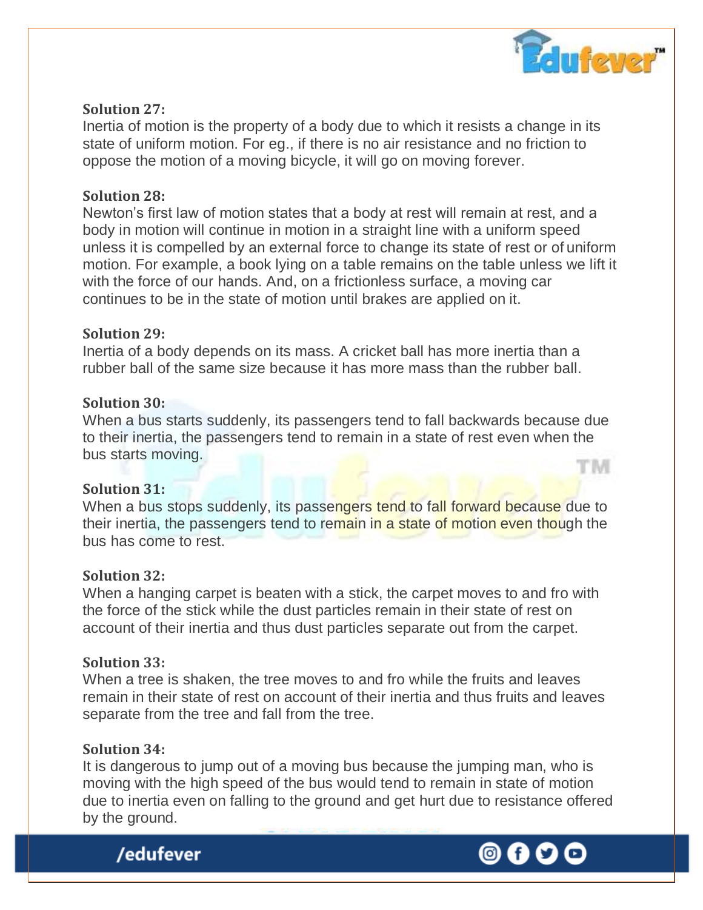**Solution 27:**
Inertia of motion is the property of a body due to which it resists a change in its state of uniform motion. For eg., if there is no air resistance and no friction to oppose the motion of a moving bicycle, it will go on moving forever.

**Solution 28:**
Newton's first law of motion states that a body at rest will remain at rest, and a body in motion will continue in motion in a straight line with a uniform speed unless it is compelled by an external force to change its state of rest or of uniform motion. For example, a book lying on a table remains on the table unless we lift it with the force of our hands. And, on a frictionless surface, a moving car continues to be in the state of motion until brakes are applied on it.

**Solution 29:**
Inertia of a body depends on its mass. A cricket ball has more inertia than a rubber ball of the same size because it has more mass than the rubber ball.

**Solution 30:**
When a bus starts suddenly, its passengers tend to fall backwards because due to their inertia, the passengers tend to remain in a state of rest even when the bus starts moving.

**Solution 31:**
When a bus stops suddenly, its passengers tend to fall forward because due to their inertia, the passengers tend to remain in a state of motion even though the bus has come to rest.

**Solution 32:**
When a hanging carpet is beaten with a stick, the carpet moves to and fro with the force of the stick while the dust particles remain in their state of rest on account of their inertia and thus dust particles separate out from the carpet.

**Solution 33:**
When a tree is shaken, the tree moves to and fro while the fruits and leaves remain in their state of rest on account of their inertia and thus fruits and leaves separate from the tree and fall from the tree.

**Solution 34:**
It is dangerous to jump out of a moving bus because the jumping man, who is moving with the high speed of the bus would tend to remain in state of motion due to inertia even on falling to the ground and get hurt due to resistance offered by the ground.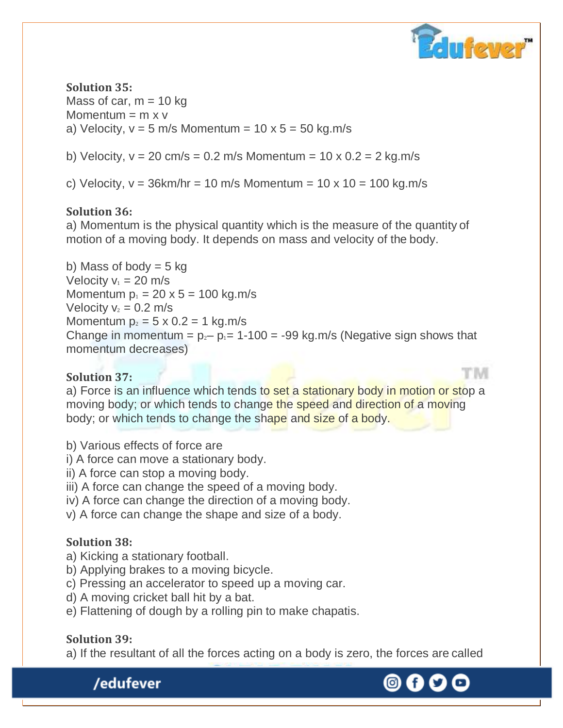**Solution 35:**

Mass of car, $m = 10$ kg

Momentum = m x v

a) Velocity, $v = 5$ m/s Momentum = 10 x 5 = 50 kg.m/s

b) Velocity, $v = 20$ cm/s = 0.2 m/s Momentum = 10 x 0.2 = 2 kg.m/s

c) Velocity, $v = 36$km/hr = 10 m/s Momentum = 10 x 10 = 100 kg.m/s

**Solution 36:**

a) Momentum is the physical quantity which is the measure of the quantity of motion of a moving body. It depends on mass and velocity of the body.

b) Mass of body = 5 kg

Velocity $v_1 = 20$ m/s

Momentum $p_1 = 20 \times 5 = 100$ kg.m/s

Velocity $v_2 = 0.2$ m/s

Momentum $p_2 = 5 \times 0.2 = 1$ kg.m/s

Change in momentum = $p_2 - p_1 = 1 - 100 = -99$ kg.m/s (Negative sign shows that momentum decreases)

**Solution 37:**

a) Force is an influence which tends to set a stationary body in motion or stop a moving body; or which tends to change the speed and direction of a moving body; or which tends to change the shape and size of a body.

b) Various effects of force are

i) A force can move a stationary body.

ii) A force can stop a moving body.

iii) A force can change the speed of a moving body.

iv) A force can change the direction of a moving body.

v) A force can change the shape and size of a body.

**Solution 38:**

a) Kicking a stationary football.

b) Applying brakes to a moving bicycle.

c) Pressing an accelerator to speed up a moving car.

d) A moving cricket ball hit by a bat.

e) Flattening of dough by a rolling pin to make chapatis.

**Solution 39:**

a) If the resultant of all the forces acting on a body is zero, the forces are called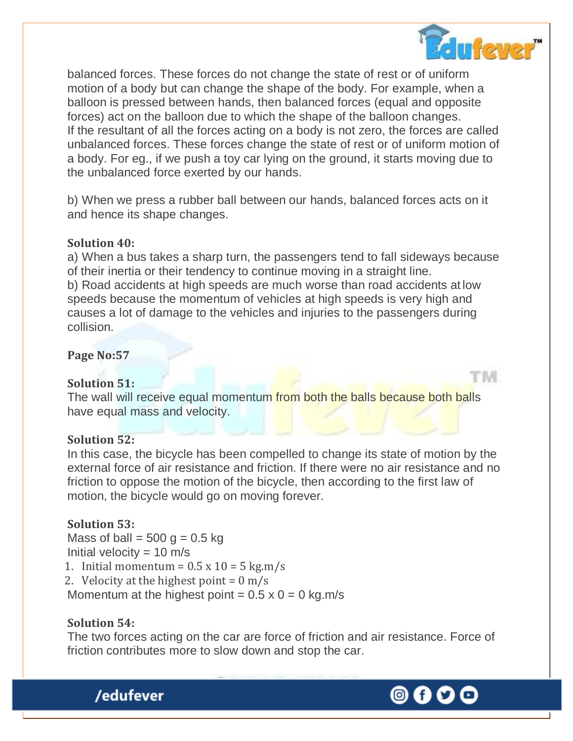balanced forces. These forces do not change the state of rest or of uniform motion of a body but can change the shape of the body. For example, when a balloon is pressed between hands, then balanced forces (equal and opposite forces) act on the balloon due to which the shape of the balloon changes.
If the resultant of all the forces acting on a body is not zero, the forces are called unbalanced forces. These forces change the state of rest or of uniform motion of a body. For eg., if we push a toy car lying on the ground, it starts moving due to the unbalanced force exerted by our hands.

b) When we press a rubber ball between our hands, balanced forces acts on it and hence its shape changes.

**Solution 40:**
a) When a bus takes a sharp turn, the passengers tend to fall sideways because of their inertia or their tendency to continue moving in a straight line.
b) Road accidents at high speeds are much worse than road accidents at low speeds because the momentum of vehicles at high speeds is very high and causes a lot of damage to the vehicles and injuries to the passengers during collision.

**Page No:57**

**Solution 51:**
The wall will receive equal momentum from both the balls because both balls have equal mass and velocity.

**Solution 52:**
In this case, the bicycle has been compelled to change its state of motion by the external force of air resistance and friction. If there were no air resistance and no friction to oppose the motion of the bicycle, then according to the first law of motion, the bicycle would go on moving forever.

**Solution 53:**
Mass of ball = 500 g = 0.5 kg
Initial velocity = 10 m/s
1. Initial momentum = 0.5 x 10 = 5 kg.m/s
2. Velocity at the highest point = 0 m/s

Momentum at the highest point = 0.5 x 0 = 0 kg.m/s

**Solution 54:**
The two forces acting on the car are force of friction and air resistance. Force of friction contributes more to slow down and stop the car.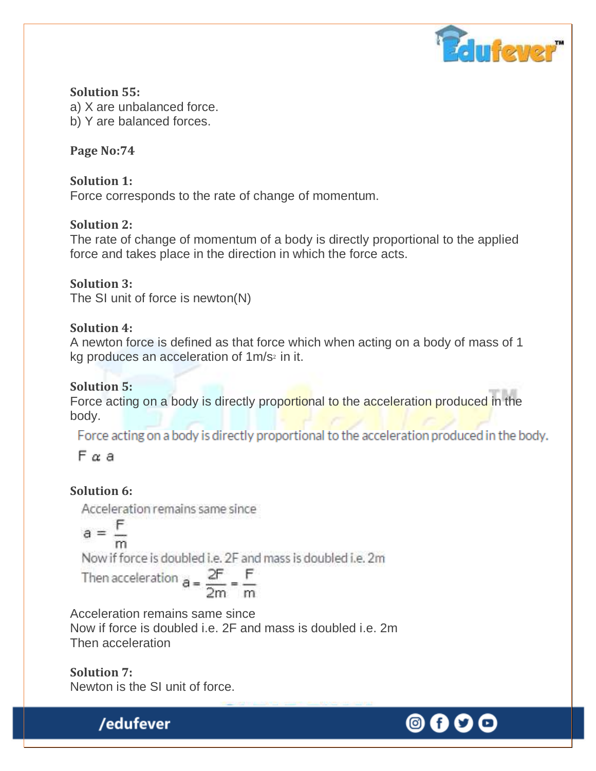**Solution 55:**

a) X are unbalanced force.

b) Y are balanced forces.

**Page No:74**

**Solution 1:**

Force corresponds to the rate of change of momentum.

**Solution 2:**

The rate of change of momentum of a body is directly proportional to the applied force and takes place in the direction in which the force acts.

**Solution 3:**

The SI unit of force is newton(N)

**Solution 4:**

A newton force is defined as that force which when acting on a body of mass of 1 kg produces an acceleration of $1 m/s^2$ in it.

**Solution 5:**

Force acting on a body is directly proportional to the acceleration produced in the body.

Force acting on a body is directly proportional to the acceleration produced in the body.

$$F \propto a$$

**Solution 6:**

Acceleration remains same since

$$a = \frac{F}{m}$$

Now if force is doubled i.e. 2F and mass is doubled i.e. 2m

Then acceleration $a = \frac{2F}{2m} = \frac{F}{m}$

Acceleration remains same since

Now if force is doubled i.e. 2F and mass is doubled i.e. 2m

Then acceleration

**Solution 7:**

Newton is the SI unit of force.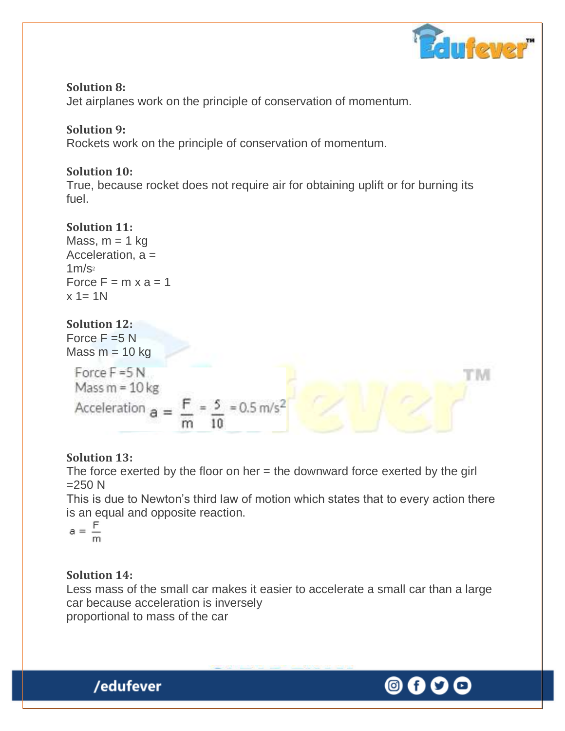**Solution 8:**
Jet airplanes work on the principle of conservation of momentum.

**Solution 9:**
Rockets work on the principle of conservation of momentum.

**Solution 10:**
True, because rocket does not require air for obtaining uplift or for burning its fuel.

**Solution 11:**
Mass, m = 1 kg
Acceleration, a = $1 m/s^2$
Force F = m x a = 1 x 1= 1N

**Solution 12:**
Force F =5 N
Mass m = 10 kg

Force F =5 N
Mass m = 10 kg
Acceleration $a = \frac{F}{m} = \frac{5}{10} = 0.5 \text{ m/s}^2$

**Solution 13:**
The force exerted by the floor on her = the downward force exerted by the girl =250 N
This is due to Newton's third law of motion which states that to every action there is an equal and opposite reaction.

$$a = \frac{F}{m}$$

**Solution 14:**
Less mass of the small car makes it easier to accelerate a small car than a large car because acceleration is inversely proportional to mass of the car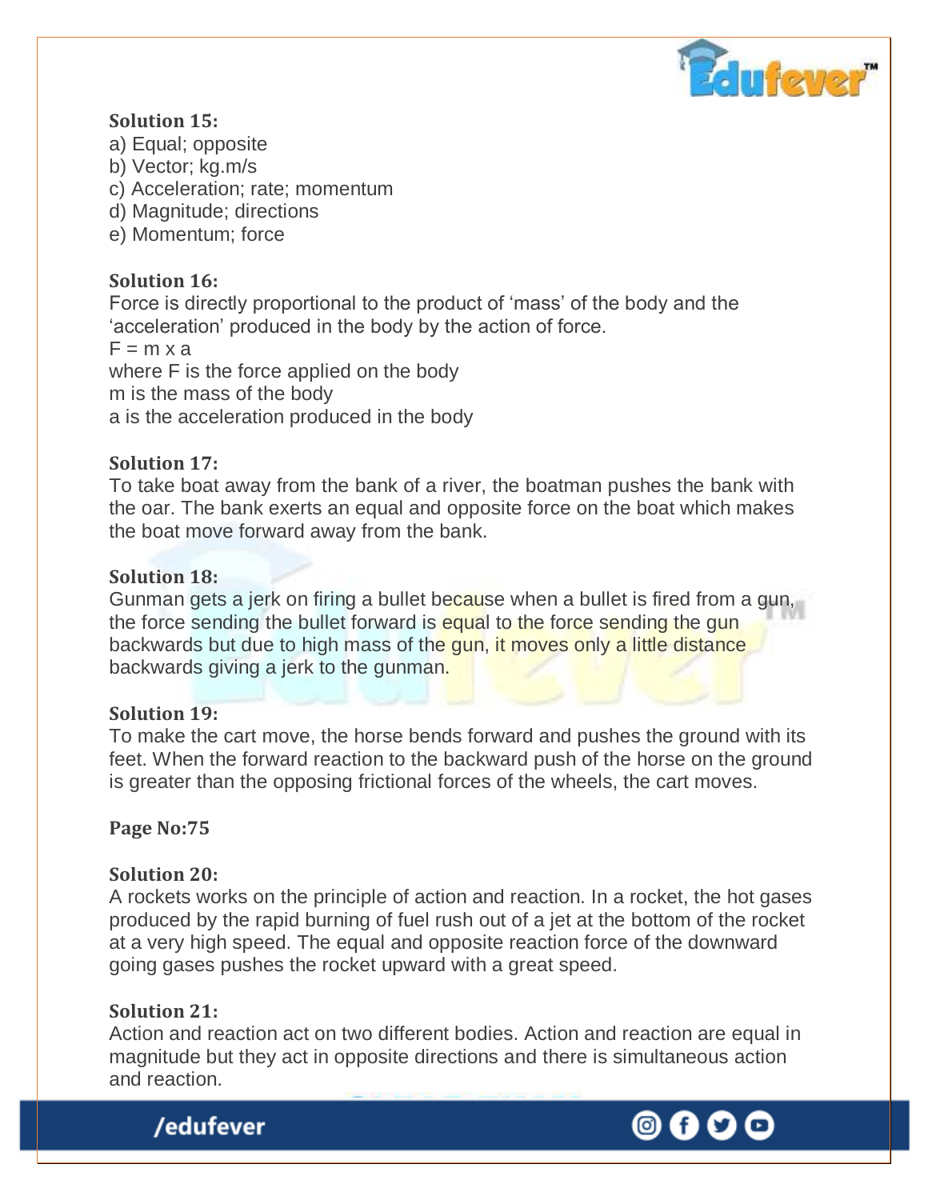**Solution 15:**

a) Equal; opposite
b) Vector; kg.m/s
c) Acceleration; rate; momentum
d) Magnitude; directions
e) Momentum; force

**Solution 16:**

Force is directly proportional to the product of 'mass' of the body and the 'acceleration' produced in the body by the action of force.

$F = m \times a$

where F is the force applied on the body
m is the mass of the body
a is the acceleration produced in the body

**Solution 17:**

To take boat away from the bank of a river, the boatman pushes the bank with the oar. The bank exerts an equal and opposite force on the boat which makes the boat move forward away from the bank.

**Solution 18:**

Gunman gets a jerk on firing a bullet because when a bullet is fired from a gun, the force sending the bullet forward is equal to the force sending the gun backwards but due to high mass of the gun, it moves only a little distance backwards giving a jerk to the gunman.

**Solution 19:**

To make the cart move, the horse bends forward and pushes the ground with its feet. When the forward reaction to the backward push of the horse on the ground is greater than the opposing frictional forces of the wheels, the cart moves.

**Page No:75**

**Solution 20:**

A rockets works on the principle of action and reaction. In a rocket, the hot gases produced by the rapid burning of fuel rush out of a jet at the bottom of the rocket at a very high speed. The equal and opposite reaction force of the downward going gases pushes the rocket upward with a great speed.

**Solution 21:**

Action and reaction act on two different bodies. Action and reaction are equal in magnitude but they act in opposite directions and there is simultaneous action and reaction.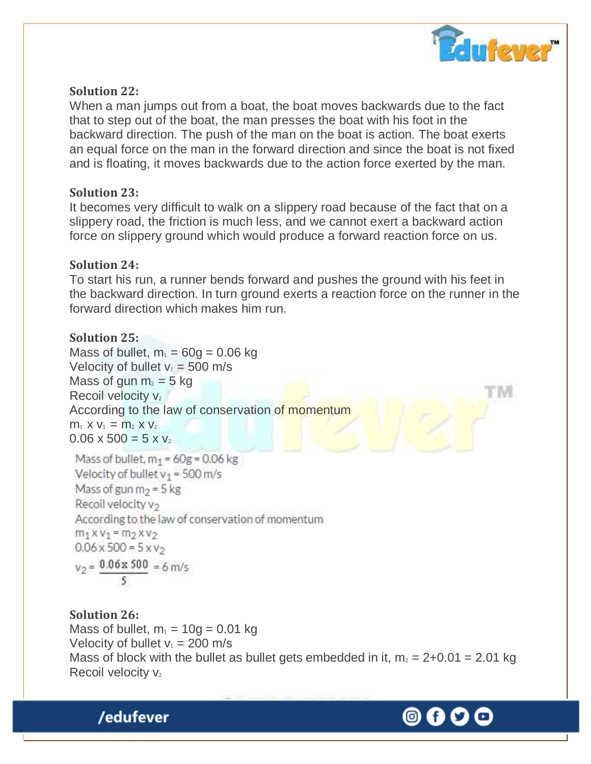**Solution 22:**
When a man jumps out from a boat, the boat moves backwards due to the fact that to step out of the boat, the man presses the boat with his foot in the backward direction. The push of the man on the boat is action. The boat exerts an equal force on the man in the forward direction and since the boat is not fixed and is floating, it moves backwards due to the action force exerted by the man.

**Solution 23:**
It becomes very difficult to walk on a slippery road because of the fact that on a slippery road, the friction is much less, and we cannot exert a backward action force on slippery ground which would produce a forward reaction force on us.

**Solution 24:**
To start his run, a runner bends forward and pushes the ground with his feet in the backward direction. In turn ground exerts a reaction force on the runner in the forward direction which makes him run.

**Solution 25:**
Mass of bullet, $m_1$ = 60g = 0.06 kg
Velocity of bullet $v_1$ = 500 m/s
Mass of gun $m_2$ = 5 kg
Recoil velocity $v_2$
According to the law of conservation of momentum
$m_1 \times v_1 = m_2 \times v_2$
$0.06 \times 500 = 5 \times v_2$

Mass of bullet, $m_1$ = 60g = 0.06 kg
Velocity of bullet $v_1$ = 500 m/s
Mass of gun $m_2$ = 5 kg
Recoil velocity $v_2$
According to the law of conservation of momentum
$m_1 \times v_1 = m_2 \times v_2$
$0.06 \times 500 = 5 \times v_2$

$$v_2 = \frac{0.06 \times 500}{5} = 6 \text{ m/s}$$

**Solution 26:**
Mass of bullet, $m_1$ = 10g = 0.01 kg
Velocity of bullet $v_1$ = 200 m/s
Mass of block with the bullet as bullet gets embedded in it, $m_2$ = 2+0.01 = 2.01 kg
Recoil velocity $v_2$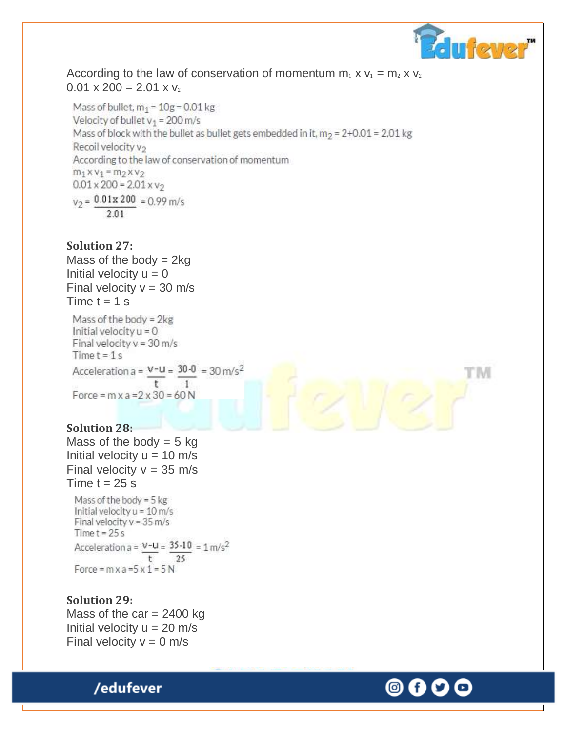According to the law of conservation of momentum $m_1 \times v_1 = m_2 \times v_2$
$0.01 \times 200 = 2.01 \times v_2$

Mass of bullet, $m_1 = 10g = 0.01$ kg
Velocity of bullet $v_1 = 200$ m/s
Mass of block with the bullet as bullet gets embedded in it, $m_2 = 2+0.01 = 2.01$ kg
Recoil velocity $v_2$
According to the law of conservation of momentum
$m_1 \times v_1 = m_2 \times v_2$
$0.01 \times 200 = 2.01 \times v_2$

$$v_2 = \frac{0.01 \times 200}{2.01} = 0.99 \text{ m/s}$$

**Solution 27:**

Mass of the body = 2kg
Initial velocity u = 0
Final velocity v = 30 m/s
Time t = 1 s

Mass of the body = 2kg
Initial velocity u = 0
Final velocity v = 30 m/s
Time t = 1 s

$$\text{Acceleration } a = \frac{v-u}{t} = \frac{30-0}{1} = 30 \text{ m/s}^2$$

Force = m x a = 2 x 30 = 60 N

**Solution 28:**

Mass of the body = 5 kg
Initial velocity u = 10 m/s
Final velocity v = 35 m/s
Time t = 25 s

Mass of the body = 5 kg
Initial velocity u = 10 m/s
Final velocity v = 35 m/s
Time t = 25 s

$$\text{Acceleration } a = \frac{v-u}{t} = \frac{35-10}{25} = 1 \text{ m/s}^2$$

Force = m x a = 5 x 1 = 5 N

**Solution 29:**

Mass of the car = 2400 kg
Initial velocity u = 20 m/s
Final velocity v = 0 m/s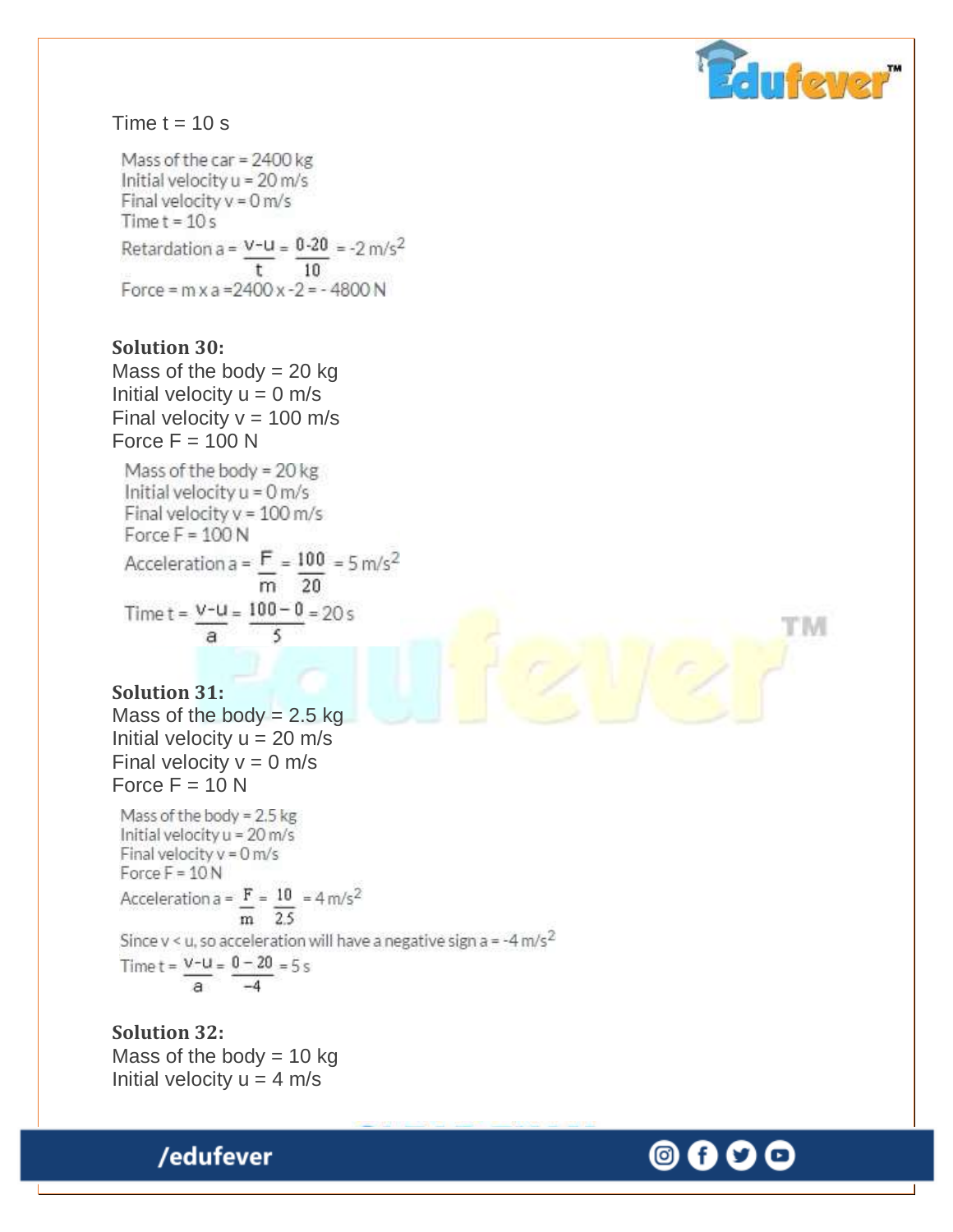Time t = 10 s

Mass of the car = 2400 kg
Initial velocity u = 20 m/s
Final velocity v = 0 m/s
Time t = 10 s

Retardation $a = \frac{v-u}{t} = \frac{0-20}{10} = -2\ m/s^2$

Force = m x a = 2400 x -2 = - 4800 N

**Solution 30:**

Mass of the body = 20 kg
Initial velocity u = 0 m/s
Final velocity v = 100 m/s
Force F = 100 N

Mass of the body = 20 kg
Initial velocity u = 0 m/s
Final velocity v = 100 m/s
Force F = 100 N

Acceleration $a = \frac{F}{m} = \frac{100}{20} = 5\ m/s^2$

Time $t = \frac{v-u}{a} = \frac{100-0}{5} = 20\ s$

**Solution 31:**

Mass of the body = 2.5 kg
Initial velocity u = 20 m/s
Final velocity v = 0 m/s
Force F = 10 N

Mass of the body = 2.5 kg
Initial velocity u = 20 m/s
Final velocity v = 0 m/s
Force F = 10 N

Acceleration $a = \frac{F}{m} = \frac{10}{2.5} = 4\ m/s^2$

Since v < u, so acceleration will have a negative sign $a = -4\ m/s^2$

Time $t = \frac{v-u}{a} = \frac{0-20}{-4} = 5\ s$

**Solution 32:**

Mass of the body = 10 kg
Initial velocity u = 4 m/s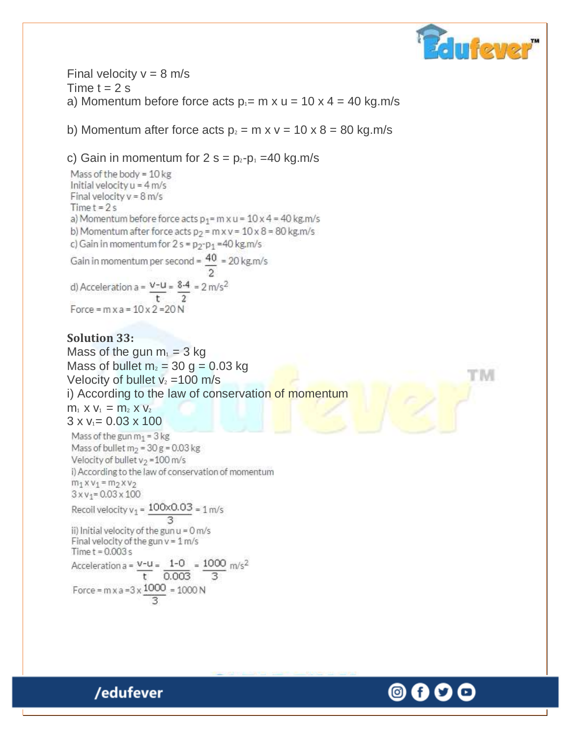Final velocity v = 8 m/s

Time t = 2 s

a) Momentum before force acts $p_1 = m \times u = 10 \times 4 = 40$ kg.m/s

b) Momentum after force acts $p_2 = m \times v = 10 \times 8 = 80$ kg.m/s

c) Gain in momentum for 2 s = $p_2 - p_1 = 40$ kg.m/s

Mass of the body = 10 kg

Initial velocity u = 4 m/s

Final velocity v = 8 m/s

Time t = 2 s

a) Momentum before force acts $p_1 = m \times u = 10 \times 4 = 40$ kg.m/s

b) Momentum after force acts $p_2 = m \times v = 10 \times 8 = 80$ kg.m/s

c) Gain in momentum for 2 s = $p_2 - p_1 = 40$ kg.m/s

Gain in momentum per second = $\frac{40}{2} = 20$ kg.m/s

d) Acceleration $a = \frac{v-u}{t} = \frac{8-4}{2} = 2\ m/s^2$

Force = $m \times a = 10 \times 2 = 20$ N

**Solution 33:**

Mass of the gun $m_1 = 3$ kg

Mass of bullet $m_2 = 30$ g = 0.03 kg

Velocity of bullet $v_2 = 100$ m/s

i) According to the law of conservation of momentum

$m_1 \times v_1 = m_2 \times v_2$

$3 \times v_1 = 0.03 \times 100$

Mass of the gun $m_1 = 3$ kg

Mass of bullet $m_2 = 30$ g = 0.03 kg

Velocity of bullet $v_2 = 100$ m/s

i) According to the law of conservation of momentum

$m_1 \times v_1 = m_2 \times v_2$

$3 \times v_1 = 0.03 \times 100$

Recoil velocity $v_1 = \frac{100 \times 0.03}{3} = 1$ m/s

ii) Initial velocity of the gun u = 0 m/s

Final velocity of the gun v = 1 m/s

Time t = 0.003 s

Acceleration $a = \frac{v-u}{t} = \frac{1-0}{0.003} = \frac{1000}{3}\ m/s^2$

Force = $m \times a = 3 \times \frac{1000}{3} = 1000$ N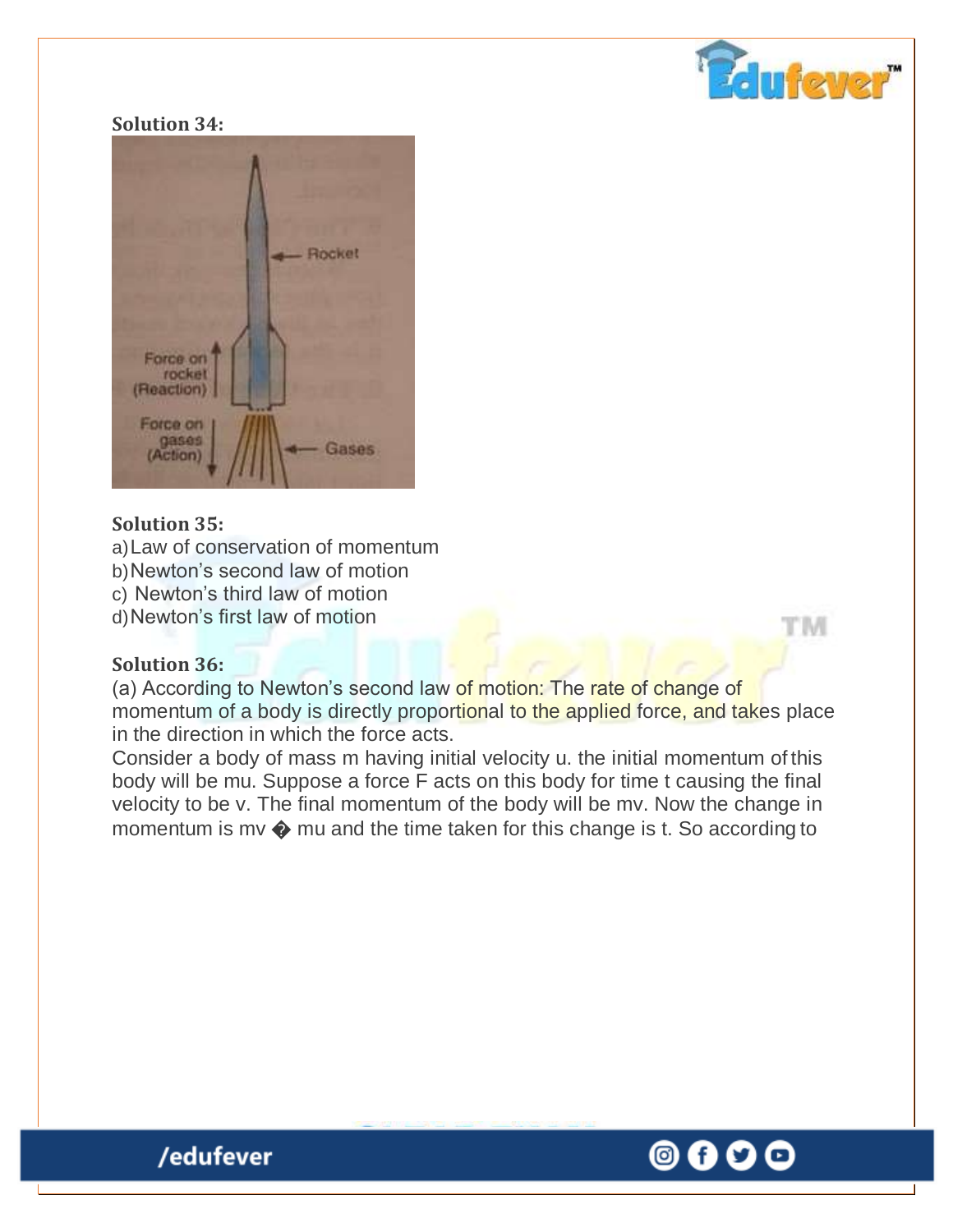**Solution 34:**

**Solution 35:**

a) Law of conservation of momentum
b) Newton's second law of motion
c) Newton's third law of motion
d) Newton's first law of motion

**Solution 36:**

(a) According to Newton's second law of motion: The rate of change of momentum of a body is directly proportional to the applied force, and takes place in the direction in which the force acts.

Consider a body of mass m having initial velocity u. the initial momentum of this body will be mu. Suppose a force F acts on this body for time t causing the final velocity to be v. The final momentum of the body will be mv. Now the change in momentum is mv � mu and the time taken for this change is t. So according to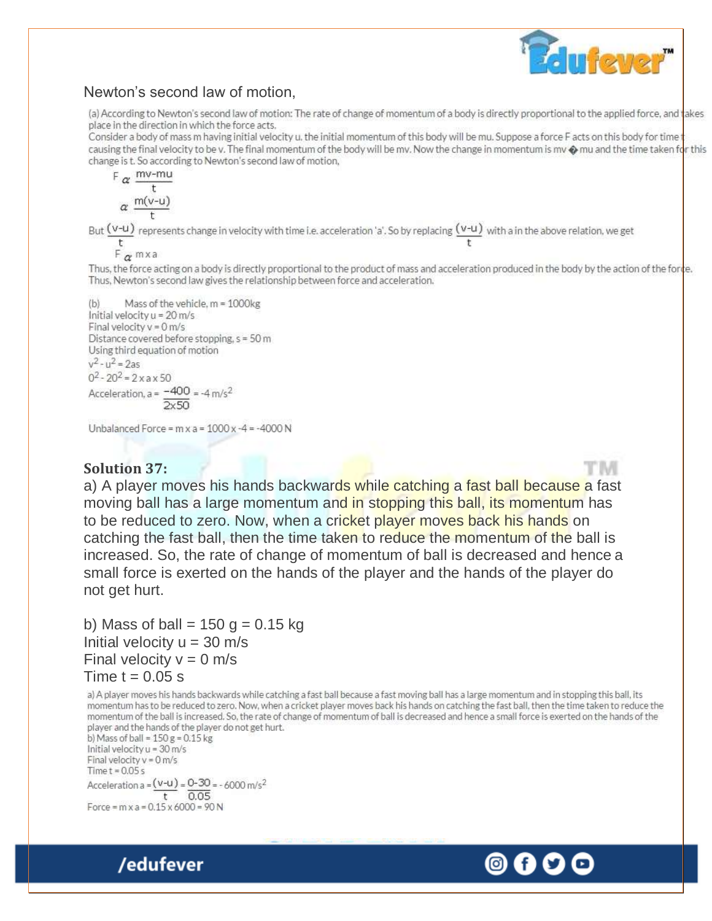Newton's second law of motion,

(a) According to Newton's second law of motion: The rate of change of momentum of a body is directly proportional to the applied force, and takes place in the direction in which the force acts.
Consider a body of mass m having initial velocity u. the initial momentum of this body will be mu. Suppose a force F acts on this body for time t causing the final velocity to be v. The final momentum of the body will be mv. Now the change in momentum is mv � mu and the time taken for this change is t. So according to Newton's second law of motion,

$$F \propto \frac{mv - mu}{t}$$

$$\propto \frac{m(v-u)}{t}$$

But $\frac{(v-u)}{t}$ represents change in velocity with time i.e. acceleration 'a'. So by replacing $\frac{(v-u)}{t}$ with a in the above relation, we get

$$F \propto m \times a$$

Thus, the force acting on a body is directly proportional to the product of mass and acceleration produced in the body by the action of the force.
Thus, Newton's second law gives the relationship between force and acceleration.

(b) Mass of the vehicle, m = 1000kg
Initial velocity u = 20 m/s
Final velocity v = 0 m/s
Distance covered before stopping, s = 50 m
Using third equation of motion

$v^2 - u^2 = 2as$

$0^2 - 20^2 = 2 \times a \times 50$

Acceleration, $a = \frac{-400}{2 \times 50} = -4\ m/s^2$

Unbalanced Force = m x a = 1000 x -4 = -4000 N

**Solution 37:**

a) A player moves his hands backwards while catching a fast ball because a fast moving ball has a large momentum and in stopping this ball, its momentum has to be reduced to zero. Now, when a cricket player moves back his hands on catching the fast ball, then the time taken to reduce the momentum of the ball is increased. So, the rate of change of momentum of ball is decreased and hence a small force is exerted on the hands of the player and the hands of the player do not get hurt.

b) Mass of ball = 150 g = 0.15 kg
Initial velocity u = 30 m/s
Final velocity v = 0 m/s
Time t = 0.05 s

a) A player moves his hands backwards while catching a fast ball because a fast moving ball has a large momentum and in stopping this ball, its momentum has to be reduced to zero. Now, when a cricket player moves back his hands on catching the fast ball, then the time taken to reduce the momentum of the ball is increased. So, the rate of change of momentum of ball is decreased and hence a small force is exerted on the hands of the player and the hands of the player do not get hurt.
b) Mass of ball = 150 g = 0.15 kg
Initial velocity u = 30 m/s
Final velocity v = 0 m/s
Time t = 0.05 s

Acceleration $a = \frac{(v-u)}{t} = \frac{0-30}{0.05} = -6000\ m/s^2$

Force = m x a = 0.15 x 6000 = 90 N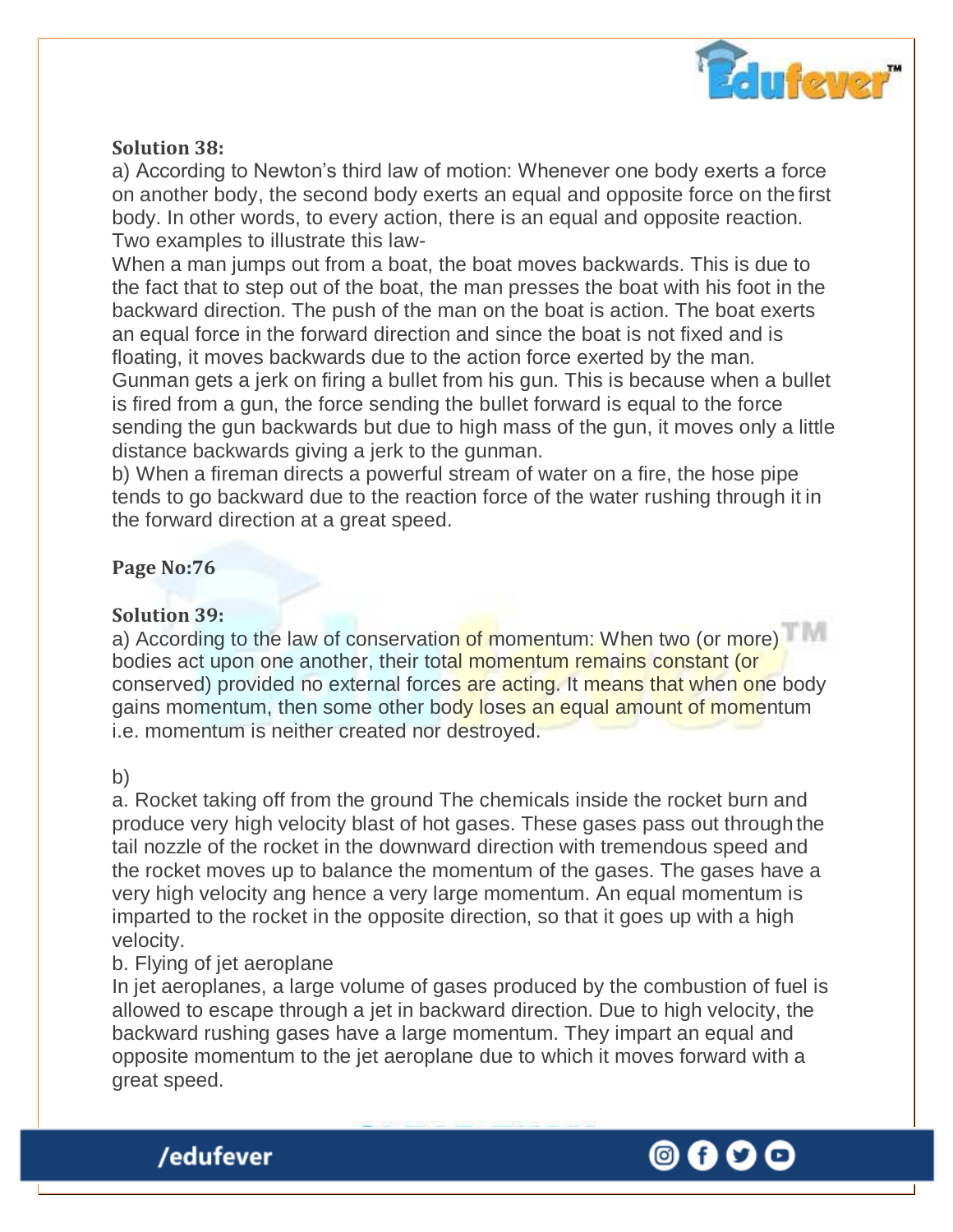**Solution 38:**

a) According to Newton's third law of motion: Whenever one body exerts a force on another body, the second body exerts an equal and opposite force on the first body. In other words, to every action, there is an equal and opposite reaction. Two examples to illustrate this law-

When a man jumps out from a boat, the boat moves backwards. This is due to the fact that to step out of the boat, the man presses the boat with his foot in the backward direction. The push of the man on the boat is action. The boat exerts an equal force in the forward direction and since the boat is not fixed and is floating, it moves backwards due to the action force exerted by the man.

Gunman gets a jerk on firing a bullet from his gun. This is because when a bullet is fired from a gun, the force sending the bullet forward is equal to the force sending the gun backwards but due to high mass of the gun, it moves only a little distance backwards giving a jerk to the gunman.

b) When a fireman directs a powerful stream of water on a fire, the hose pipe tends to go backward due to the reaction force of the water rushing through it in the forward direction at a great speed.

**Page No:76**

**Solution 39:**

a) According to the law of conservation of momentum: When two (or more) bodies act upon one another, their total momentum remains constant (or conserved) provided no external forces are acting. It means that when one body gains momentum, then some other body loses an equal amount of momentum i.e. momentum is neither created nor destroyed.

b)

a. Rocket taking off from the ground The chemicals inside the rocket burn and produce very high velocity blast of hot gases. These gases pass out through the tail nozzle of the rocket in the downward direction with tremendous speed and the rocket moves up to balance the momentum of the gases. The gases have a very high velocity ang hence a very large momentum. An equal momentum is imparted to the rocket in the opposite direction, so that it goes up with a high velocity.

b. Flying of jet aeroplane

In jet aeroplanes, a large volume of gases produced by the combustion of fuel is allowed to escape through a jet in backward direction. Due to high velocity, the backward rushing gases have a large momentum. They impart an equal and opposite momentum to the jet aeroplane due to which it moves forward with a great speed.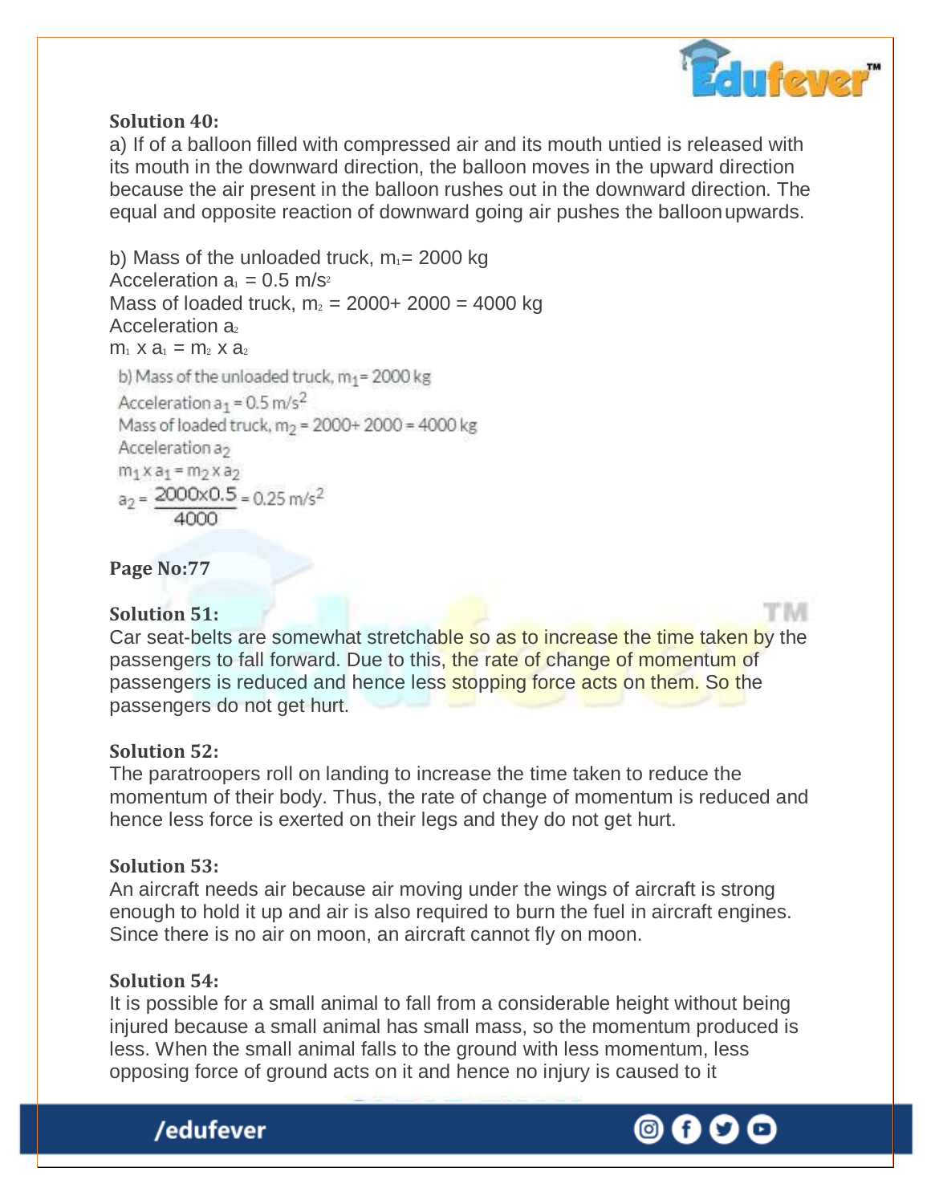**Solution 40:**

a) If of a balloon filled with compressed air and its mouth untied is released with its mouth in the downward direction, the balloon moves in the upward direction because the air present in the balloon rushes out in the downward direction. The equal and opposite reaction of downward going air pushes the balloon upwards.

b) Mass of the unloaded truck, $m_1 = 2000$ kg
Acceleration $a_1 = 0.5$ m/s$^2$
Mass of loaded truck, $m_2 = 2000 + 2000 = 4000$ kg
Acceleration $a_2$
$m_1 \times a_1 = m_2 \times a_2$

b) Mass of the unloaded truck, $m_1 = 2000$ kg
Acceleration $a_1 = 0.5$ m/s$^2$
Mass of loaded truck, $m_2 = 2000 + 2000 = 4000$ kg
Acceleration $a_2$
$m_1 \times a_1 = m_2 \times a_2$

$$a_2 = \frac{2000 \times 0.5}{4000} = 0.25 \text{ m/s}^2$$

**Page No:77**

**Solution 51:**

Car seat-belts are somewhat stretchable so as to increase the time taken by the passengers to fall forward. Due to this, the rate of change of momentum of passengers is reduced and hence less stopping force acts on them. So the passengers do not get hurt.

**Solution 52:**

The paratroopers roll on landing to increase the time taken to reduce the momentum of their body. Thus, the rate of change of momentum is reduced and hence less force is exerted on their legs and they do not get hurt.

**Solution 53:**

An aircraft needs air because air moving under the wings of aircraft is strong enough to hold it up and air is also required to burn the fuel in aircraft engines. Since there is no air on moon, an aircraft cannot fly on moon.

**Solution 54:**

It is possible for a small animal to fall from a considerable height without being injured because a small animal has small mass, so the momentum produced is less. When the small animal falls to the ground with less momentum, less opposing force of ground acts on it and hence no injury is caused to it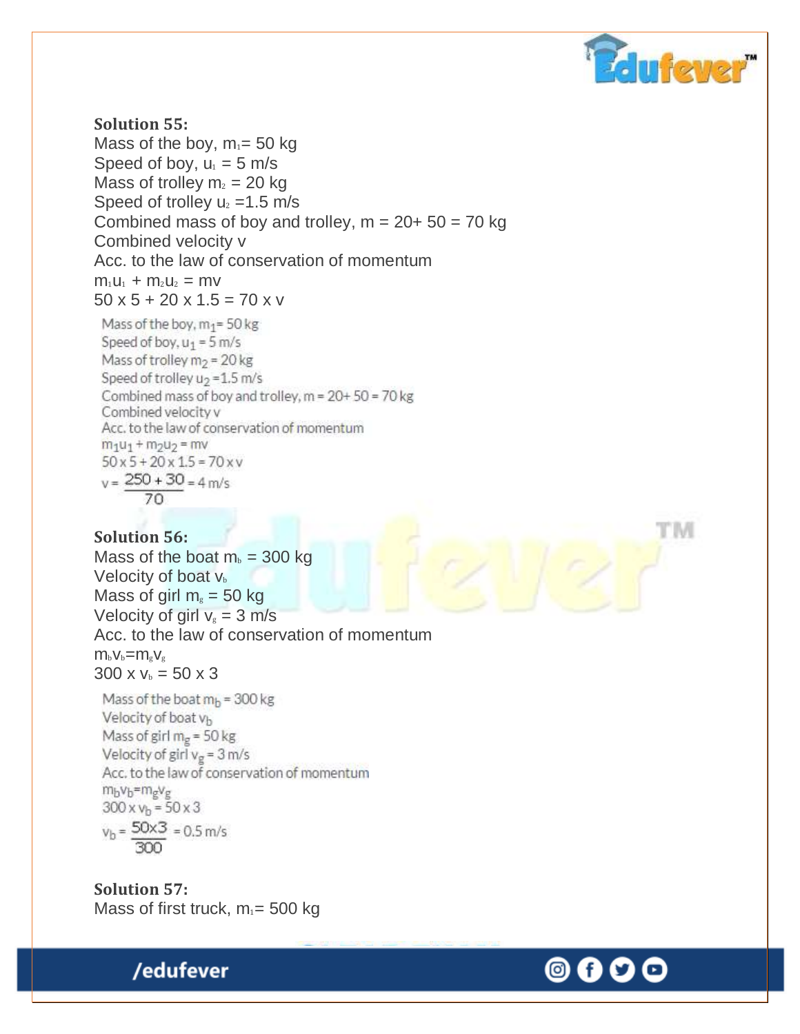**Solution 55:**

Mass of the boy, $m_1 = 50$ kg

Speed of boy, $u_1 = 5$ m/s

Mass of trolley $m_2 = 20$ kg

Speed of trolley $u_2 = 1.5$ m/s

Combined mass of boy and trolley, m = 20+ 50 = 70 kg

Combined velocity v

Acc. to the law of conservation of momentum

$m_1u_1 + m_2u_2 = mv$

$50 \times 5 + 20 \times 1.5 = 70 \times v$

Mass of the boy, $m_1 = 50$ kg

Speed of boy, $u_1 = 5$ m/s

Mass of trolley $m_2 = 20$ kg

Speed of trolley $u_2 = 1.5$ m/s

Combined mass of boy and trolley, m = 20+ 50 = 70 kg

Combined velocity v

Acc. to the law of conservation of momentum

$m_1u_1 + m_2u_2 = mv$

$50 \times 5 + 20 \times 1.5 = 70 \times v$

$$v = \frac{250 + 30}{70} = 4 \text{ m/s}$$

**Solution 56:**

Mass of the boat $m_b = 300$ kg

Velocity of boat $v_b$

Mass of girl $m_g = 50$ kg

Velocity of girl $v_g = 3$ m/s

Acc. to the law of conservation of momentum

$m_bv_b = m_gv_g$

$300 \times v_b = 50 \times 3$

Mass of the boat $m_b = 300$ kg

Velocity of boat $v_b$

Mass of girl $m_g = 50$ kg

Velocity of girl $v_g = 3$ m/s

Acc. to the law of conservation of momentum

$m_bv_b = m_gv_g$

$300 \times v_b = 50 \times 3$

$$v_b = \frac{50 \times 3}{300} = 0.5 \text{ m/s}$$

**Solution 57:**

Mass of first truck, $m_1 = 500$ kg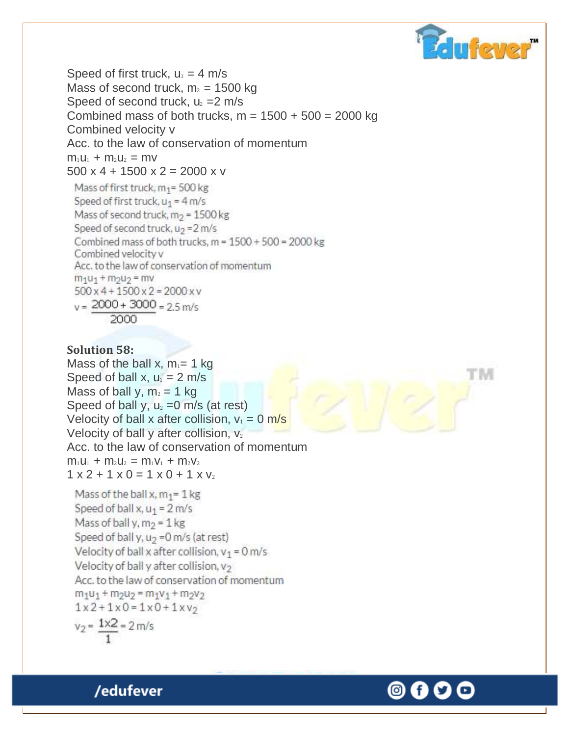Speed of first truck, $u_1 = 4$ m/s
Mass of second truck, $m_2 = 1500$ kg
Speed of second truck, $u_2 = 2$ m/s
Combined mass of both trucks, m = 1500 + 500 = 2000 kg
Combined velocity v
Acc. to the law of conservation of momentum
$m_1u_1 + m_2u_2 = mv$
500 x 4 + 1500 x 2 = 2000 x v

Mass of first truck, $m_1 = 500$ kg
Speed of first truck, $u_1 = 4$ m/s
Mass of second truck, $m_2 = 1500$ kg
Speed of second truck, $u_2 = 2$ m/s
Combined mass of both trucks, m = 1500 + 500 = 2000 kg
Combined velocity v
Acc. to the law of conservation of momentum
$m_1u_1 + m_2u_2 = mv$
500 x 4 + 1500 x 2 = 2000 x v

$$v = \frac{2000 + 3000}{2000} = 2.5 \text{ m/s}$$

**Solution 58:**

Mass of the ball x, $m_1 = 1$ kg
Speed of ball x, $u_1 = 2$ m/s
Mass of ball y, $m_2 = 1$ kg
Speed of ball y, $u_2 = 0$ m/s (at rest)
Velocity of ball x after collision, $v_1 = 0$ m/s
Velocity of ball y after collision, $v_2$
Acc. to the law of conservation of momentum
$m_1u_1 + m_2u_2 = m_1v_1 + m_2v_2$
1 x 2 + 1 x 0 = 1 x 0 + 1 x $v_2$

Mass of the ball x, $m_1 = 1$ kg
Speed of ball x, $u_1 = 2$ m/s
Mass of ball y, $m_2 = 1$ kg
Speed of ball y, $u_2 = 0$ m/s (at rest)
Velocity of ball x after collision, $v_1 = 0$ m/s
Velocity of ball y after collision, $v_2$
Acc. to the law of conservation of momentum
$m_1u_1 + m_2u_2 = m_1v_1 + m_2v_2$
1 x 2 + 1 x 0 = 1 x 0 + 1 x $v_2$

$$v_2 = \frac{1 \times 2}{1} = 2 \text{ m/s}$$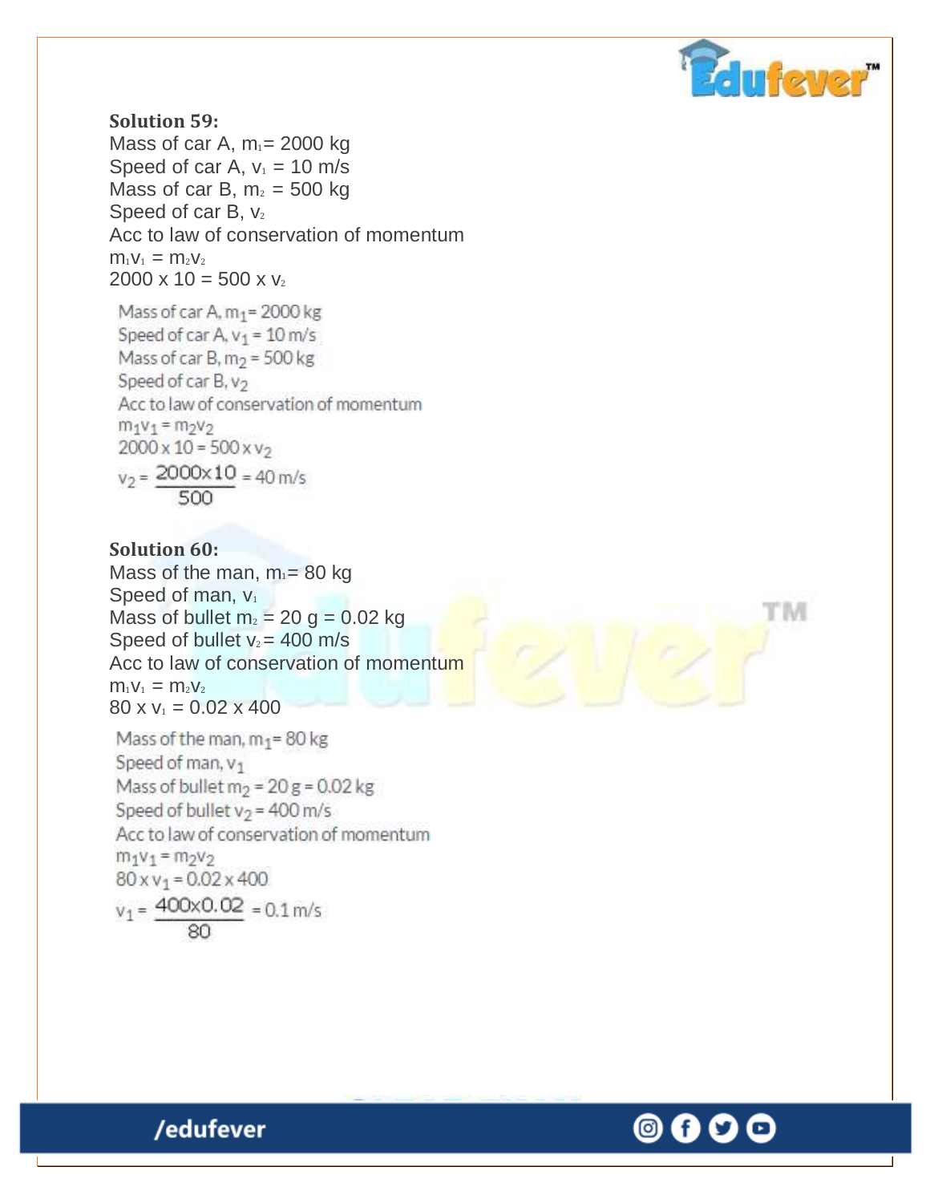**Solution 59:**

Mass of car A, $m_1$= 2000 kg
Speed of car A, $v_1$ = 10 m/s
Mass of car B, $m_2$ = 500 kg
Speed of car B, $v_2$
Acc to law of conservation of momentum
$m_1v_1 = m_2v_2$
2000 x 10 = 500 x $v_2$

Mass of car A, $m_1$= 2000 kg
Speed of car A, $v_1$ = 10 m/s
Mass of car B, $m_2$ = 500 kg
Speed of car B, $v_2$
Acc to law of conservation of momentum
$m_1v_1 = m_2v_2$
2000 x 10 = 500 x $v_2$

$$v_2 = \frac{2000 \times 10}{500} = 40 \text{ m/s}$$

**Solution 60:**

Mass of the man, $m_1$= 80 kg
Speed of man, $v_1$
Mass of bullet $m_2$ = 20 g = 0.02 kg
Speed of bullet $v_2$ = 400 m/s
Acc to law of conservation of momentum
$m_1v_1 = m_2v_2$
80 x $v_1$ = 0.02 x 400

Mass of the man, $m_1$= 80 kg
Speed of man, $v_1$
Mass of bullet $m_2$ = 20 g = 0.02 kg
Speed of bullet $v_2$ = 400 m/s
Acc to law of conservation of momentum
$m_1v_1 = m_2v_2$
80 x $v_1$ = 0.02 x 400

$$v_1 = \frac{400 \times 0.02}{80} = 0.1 \text{ m/s}$$